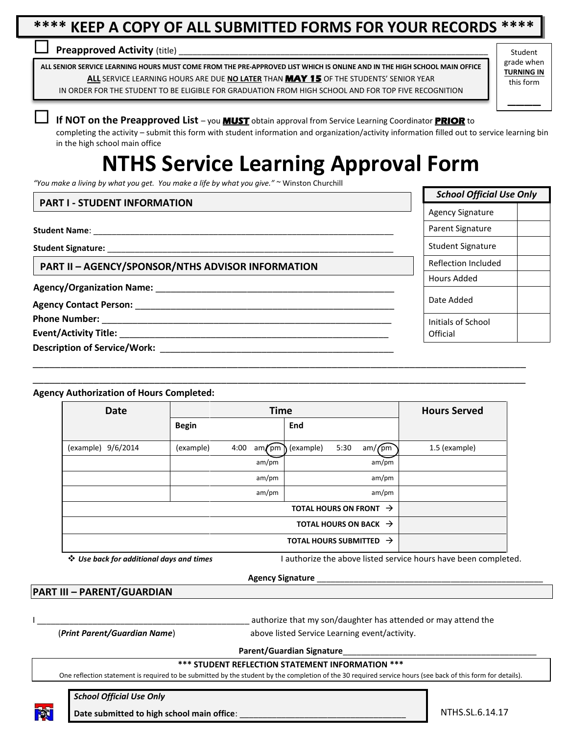**\*\*\*\* KEEP A COPY OF ALL SUBMITTED FORMS FOR YOUR RECORDS \*\*\*\***

☐ **Preapproved Activity** (title) ______________________________________________________________

**ALL SENIOR SERVICE LEARNING HOURS MUST COME FROM THE PRE-APPROVED LIST WHICH IS ONLINE AND IN THE HIGH SCHOOL MAIN OFFICE**
**ALL** SERVICE LEARNING HOURS ARE DUE **NO LATER** THAN **MAY 15** OF THE STUDENTS' SENIOR YEAR
IN ORDER FOR THE STUDENT TO BE ELIGIBLE FOR GRADUATION FROM HIGH SCHOOL AND FOR TOP FIVE RECOGNITION

Student grade when **TURNING IN** this form

______

☐ **If NOT on the Preapproved List** – you **MUST** obtain approval from Service Learning Coordinator **PRIOR** to completing the activity – submit this form with student information and organization/activity information filled out to service learning bin in the high school main office

# NTHS Service Learning Approval Form

*"You make a living by what you get. You make a life by what you give."* ~ Winston Churchill

| *School Official Use Only* | |
|---|---|
| Agency Signature | |
| Parent Signature | |
| Student Signature | |
| Reflection Included | |
| Hours Added | |
| Date Added | |
| Initials of School Official | |

## PART I - STUDENT INFORMATION

**Student Name**: ______________________________________________________________

**Student Signature:** ______________________________________________________________

## PART II – AGENCY/SPONSOR/NTHS ADVISOR INFORMATION

**Agency/Organization Name:** ______________________________________________

**Agency Contact Person:** _________________________________________________

**Phone Number:** ______________________________________________________

**Event/Activity Title:** ___________________________________________________

**Description of Service/Work:** ____________________________________________

______________________________________________________________________________________

______________________________________________________________________________________

**Agency Authorization of Hours Completed:**

| Date | Time | | | | Hours Served |
|---|---|---|---|---|---|
| | Begin | | End | | |
| (example) 9/6/2014 | (example) | 4:00 am/pm (pm circled) | (example) | 5:30 am/pm (pm circled) | 1.5 (example) |
| | | am/pm | | am/pm | |
| | | am/pm | | am/pm | |
| | | am/pm | | am/pm | |
| | | | | **TOTAL HOURS ON FRONT** → | |
| | | | | **TOTAL HOURS ON BACK** → | |
| | | | | **TOTAL HOURS SUBMITTED** → | |

❖ ***Use back for additional days and times***

I authorize the above listed service hours have been completed.

**Agency Signature** ______________________________________________

## PART III – PARENT/GUARDIAN

I ____________________________________________ authorize that my son/daughter has attended or may attend the above listed Service Learning event/activity.

(***Print Parent/Guardian Name***)

**Parent/Guardian Signature**__________________________________________

**\*\*\* STUDENT REFLECTION STATEMENT INFORMATION \*\*\***

One reflection statement is required to be submitted by the student by the completion of the 30 required service hours (see back of this form for details).

***School Official Use Only***

**Date submitted to high school main office**: __________________________________

NTHS.SL.6.14.17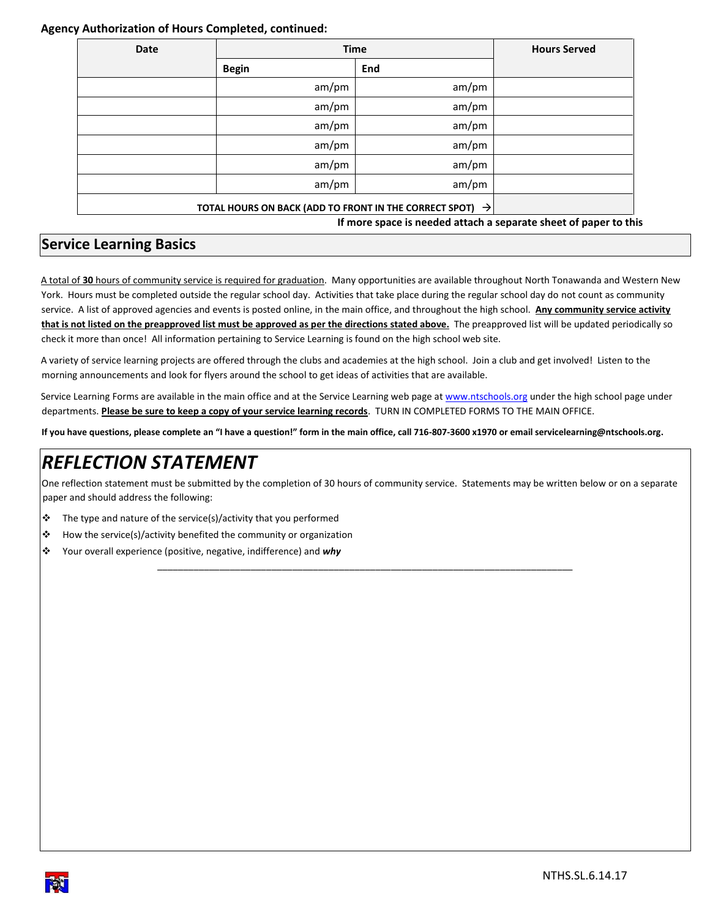**Agency Authorization of Hours Completed, continued:**

| Date | Time | | Hours Served |
|---|---|---|---|
| | Begin | End | |
| | am/pm | am/pm | |
| | am/pm | am/pm | |
| | am/pm | am/pm | |
| | am/pm | am/pm | |
| | am/pm | am/pm | |
| | am/pm | am/pm | |
| **TOTAL HOURS ON BACK (ADD TO FRONT IN THE CORRECT SPOT) →** | | | |

**If more space is needed attach a separate sheet of paper to this**

## Service Learning Basics

A total of **30** hours of community service is required for graduation. Many opportunities are available throughout North Tonawanda and Western New York. Hours must be completed outside the regular school day. Activities that take place during the regular school day do not count as community service. A list of approved agencies and events is posted online, in the main office, and throughout the high school. **Any community service activity that is not listed on the preapproved list must be approved as per the directions stated above.** The preapproved list will be updated periodically so check it more than once! All information pertaining to Service Learning is found on the high school web site.

A variety of service learning projects are offered through the clubs and academies at the high school. Join a club and get involved! Listen to the morning announcements and look for flyers around the school to get ideas of activities that are available.

Service Learning Forms are available in the main office and at the Service Learning web page at www.ntschools.org under the high school page under departments. **Please be sure to keep a copy of your service learning records**. TURN IN COMPLETED FORMS TO THE MAIN OFFICE.

**If you have questions, please complete an "I have a question!" form in the main office, call 716-807-3600 x1970 or email servicelearning@ntschools.org.**

# *REFLECTION STATEMENT*

One reflection statement must be submitted by the completion of 30 hours of community service. Statements may be written below or on a separate paper and should address the following:

- The type and nature of the service(s)/activity that you performed
- How the service(s)/activity benefited the community or organization
- Your overall experience (positive, negative, indifference) and ***why***

______________________________________________________________________________

NTHS.SL.6.14.17